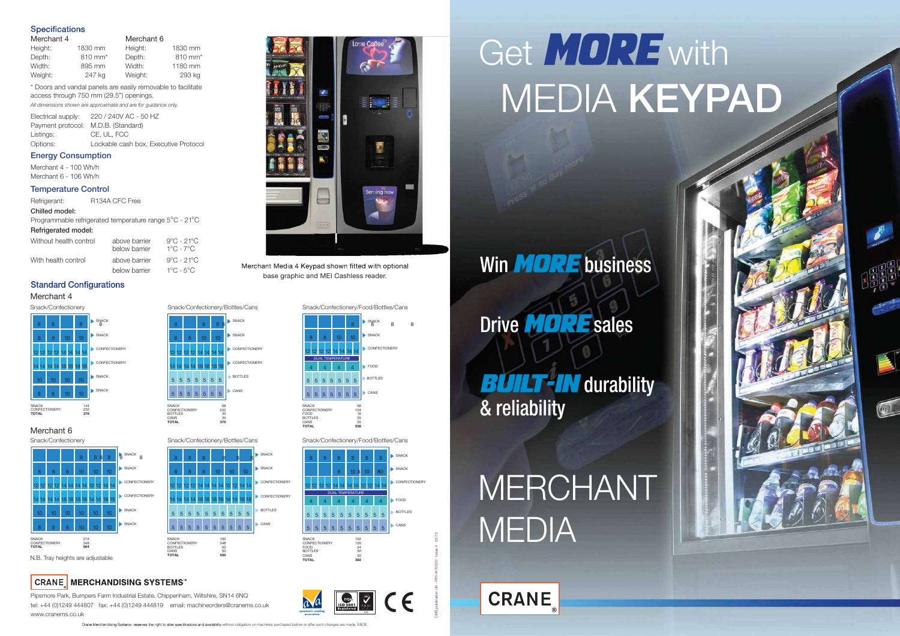## Specifications

| Merchant 4 | | Merchant 6 | |
|---|---|---|---|
| Height: | 1830 mm | Height: | 1830 mm |
| Depth: | 810 mm* | Depth: | 810 mm* |
| Width: | 895 mm | Width: | 1180 mm |
| Weight: | 247 kg | Weight: | 293 kg |

\* Doors and vandal panels are easily removable to facilitate access through 750 mm (29.5") openings.

*All dimensions shown are approximate and are for guidance only.*

| | |
|---|---|
| Electrical supply: | 220 / 240V AC - 50 HZ |
| Payment protocol: | M.D.B. (Standard) |
| Listings: | CE, UL, FCC |
| Options: | Lockable cash box, Executive Protocol |

## Energy Consumption

Merchant 4 - 100 Wh/h
Merchant 6 - 106 Wh/h

## Temperature Control

Refrigerant: R134A CFC Free

**Chilled model:**

Programmable refrigerated temperature range 5°C - 21°C

**Refrigerated model:**

| | | |
|---|---|---|
| Without health control | above barrier | 9°C - 21°C |
| | below barrier | 1°C - 7°C |
| With health control | above barrier | 9°C - 21°C |
| | below barrier | 1°C - 5°C |

Merchant Media 4 Keypad shown fitted with optional base graphic and MEI Cashless reader.

## Standard Configurations

### Merchant 4

Snack/Confectionery

8 8 8 SNACK 8
8 8 10 10 SNACK
12 12 12 12 14 14 14 14 CONFECTIONERY
14 14 14 14 18 18 18 18 CONFECTIONERY
10 10 10 10 SNACK
8 8 10 10 SNACK

| | |
|---|---|
| SNACK | 144 |
| CONFECTIONERY | 232 |
| **TOTAL** | **376** |

Snack/Confectionery/Bottles/Cans

8 8 8 8 SNACK
8 8 10 10 SNACK
12 12 12 12 14 14 14 14 CONFECTIONERY
14 14 14 14 18 18 18 18 CONFECTIONERY
5 5 5 5 5 5 5 BOTTLES
5 5 5 5 5 5 5 CANS

| | |
|---|---|
| SNACK | 68 |
| CONFECTIONERY | 232 |
| BOTTLES | 35 |
| CANS | 35 |
| **TOTAL** | **370** |

Snack/Confectionery/Food/Bottles/Cans

8 SNACK 8 8 8
8 8 10 10 SNACK
12 12 12 12 14 14 14 14 CONFECTIONERY
DUAL TEMPERATURE
4 4 4 4 FOOD
5 5 5 5 5 5 5 BOTTLES
5 5 5 5 5 5 5 CANS

| | |
|---|---|
| SNACK | 68 |
| CONFECTIONERY | 104 |
| FOOD | 16 |
| BOTTLES | 35 |
| CANS | 35 |
| **TOTAL** | **258** |

### Merchant 6

Snack/Confectionery

8 8 8 8 8 SNACK 8
8 8 8 10 10 10 SNACK
12 12 12 12 14 14 14 14 12 12 14 14 CONFECTIONERY
14 14 14 14 18 18 18 18 14 14 18 18 CONFECTIONERY
10 10 10 10 10 10 SNACK
8 8 8 10 10 10 SNACK

| | |
|---|---|
| SNACK | 216 |
| CONFECTIONERY | 348 |
| **TOTAL** | **564** |

Snack/Confectionery/Bottles/Cans

8 8 8 8 8 SNACK
8 8 8 10 10 10 SNACK
12 12 12 12 14 14 14 14 12 12 14 14 CONFECTIONERY
14 14 14 14 18 18 18 18 14 14 18 18 CONFECTIONERY
5 5 5 5 5 5 5 5 5 5 BOTTLES
5 5 5 5 5 5 5 5 5 5 CANS

| | |
|---|---|
| SNACK | 102 |
| CONFECTIONERY | 348 |
| BOTTLES | 50 |
| CANS | 50 |
| **TOTAL** | **550** |

Snack/Confectionery/Food/Bottles/Cans

8 8 8 8 8 8 SNACK
8 10 8 10 80 SNACK
12 12 12 12 14 14 14 14 12 12 14 14 CONFECTIONERY
DUAL TEMPERATURE
4 4 4 4 4 4 FOOD
5 5 5 5 5 5 5 5 5 5 BOTTLES
5 5 5 5 5 5 5 5 5 5 CANS

| | |
|---|---|
| SNACK | 102 |
| CONFECTIONERY | 156 |
| FOOD | 24 |
| BOTTLES | 50 |
| CANS | 50 |
| **TOTAL** | **382** |

N.B. Tray heights are adjustable

**CRANE MERCHANDISING SYSTEMS™**

Pipsmore Park, Bumpers Farm Industrial Estate, Chippenham, Wiltshire, SN14 6NQ
tel: +44 (0)1249 444807 fax: +44 (0)1249 444819 email: machineorders@cranems.co.uk
www.cranems.co.uk

Crane Merchandising Systems reserves the right to alter specifications and availability without obligation on machines purchased before or after such changes are made. E&OE.

CMS publication UK - PR14470000 Issue 4 05/13

# Get MORE with MEDIA KEYPAD

## Win MORE business

## Drive MORE sales

## BUILT-IN durability & reliability

# MERCHANT MEDIA

CRANE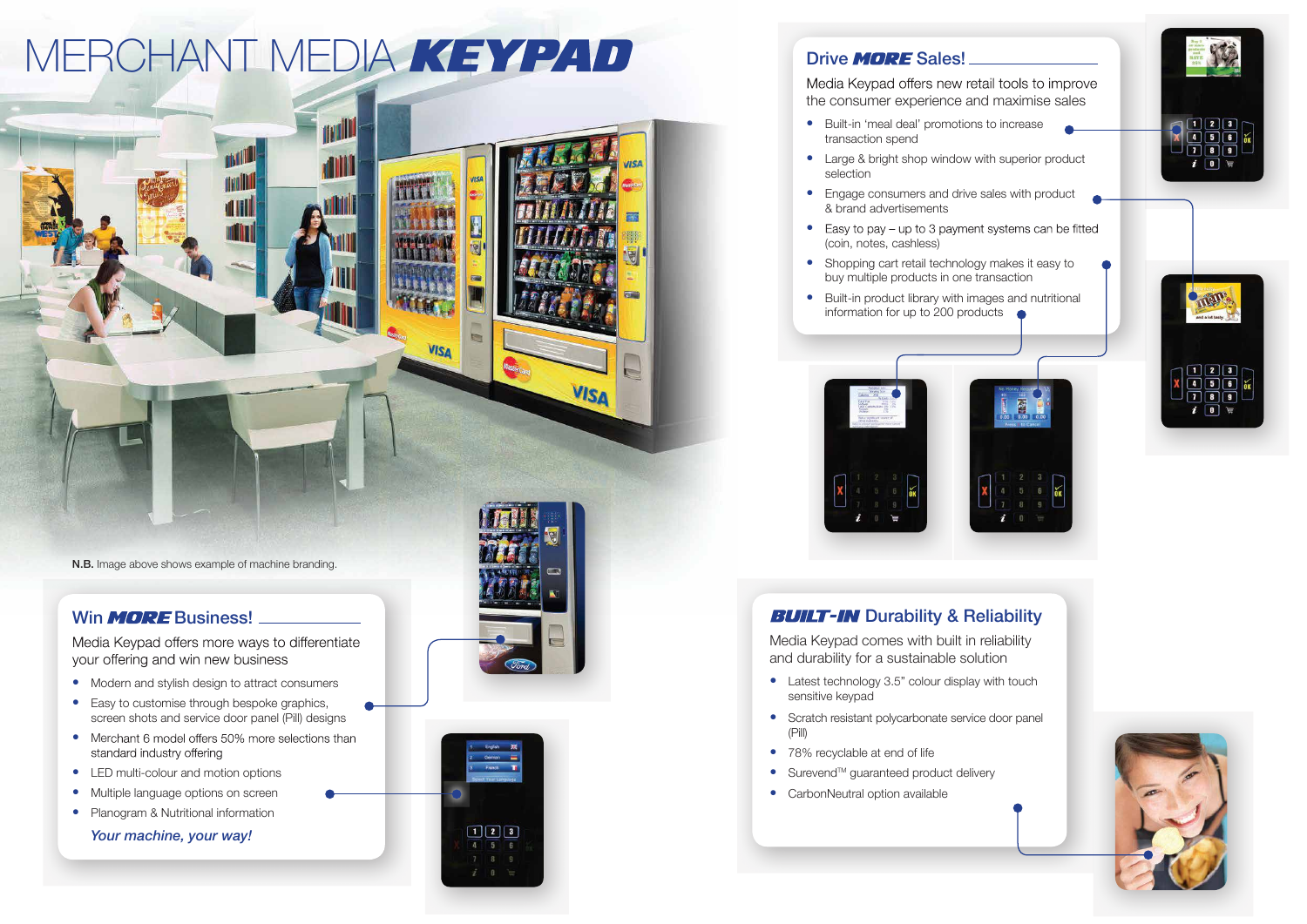# MERCHANT MEDIA ***KEYPAD***

N.B. Image above shows example of machine branding.

## Drive ***MORE*** Sales!

Media Keypad offers new retail tools to improve the consumer experience and maximise sales

- Built-in 'meal deal' promotions to increase transaction spend
- Large & bright shop window with superior product selection
- Engage consumers and drive sales with product & brand advertisements
- Easy to pay – up to 3 payment systems can be fitted (coin, notes, cashless)
- Shopping cart retail technology makes it easy to buy multiple products in one transaction
- Built-in product library with images and nutritional information for up to 200 products

## Win ***MORE*** Business!

Media Keypad offers more ways to differentiate your offering and win new business

- Modern and stylish design to attract consumers
- Easy to customise through bespoke graphics, screen shots and service door panel (Pill) designs
- Merchant 6 model offers 50% more selections than standard industry offering
- LED multi-colour and motion options
- Multiple language options on screen
- Planogram & Nutritional information

*Your machine, your way!*

## ***BUILT-IN*** Durability & Reliability

Media Keypad comes with built in reliability and durability for a sustainable solution

- Latest technology 3.5" colour display with touch sensitive keypad
- Scratch resistant polycarbonate service door panel (Pill)
- 78% recyclable at end of life
- Surevend™ guaranteed product delivery
- CarbonNeutral option available